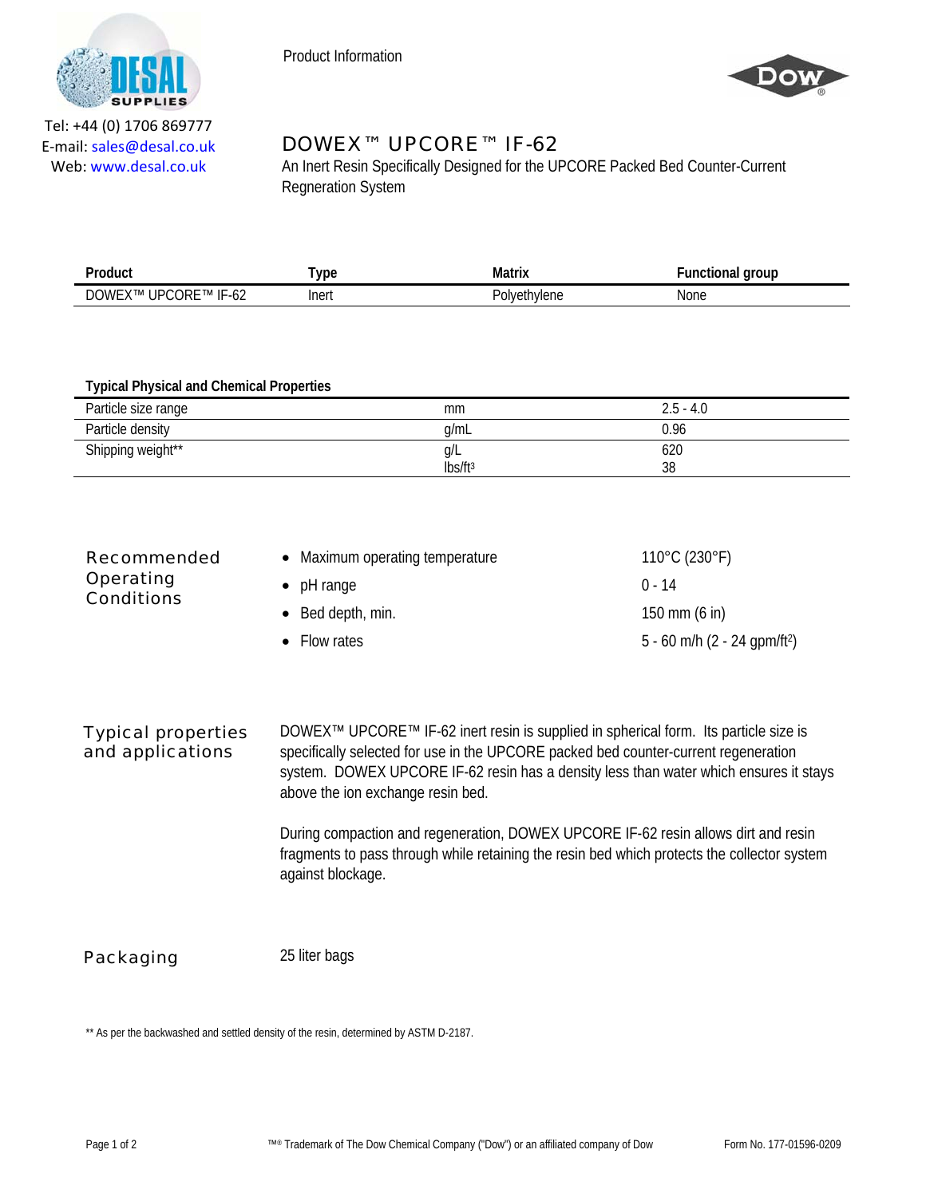Tel: +44 (0) 1706 869777
E-mail: sales@desal.co.uk
Web: www.desal.co.uk

Product Information

# DOWEX™ UPCORE™ IF-62

An Inert Resin Specifically Designed for the UPCORE Packed Bed Counter-Current Regneration System

| Product | Type | Matrix | Functional group |
|---|---|---|---|
| DOWEX™ UPCORE™ IF-62 | Inert | Polyethylene | None |

**Typical Physical and Chemical Properties**

| | | |
|---|---|---|
| Particle size range | mm | 2.5 - 4.0 |
| Particle density | g/mL | 0.96 |
| Shipping weight** | g/L<br>lbs/ft$^3$ | 620<br>38 |

## Recommended Operating Conditions

- Maximum operating temperature — 110°C (230°F)
- pH range — 0 - 14
- Bed depth, min. — 150 mm (6 in)
- Flow rates — 5 - 60 m/h (2 - 24 gpm/ft$^2$)

## Typical properties and applications

DOWEX™ UPCORE™ IF-62 inert resin is supplied in spherical form. Its particle size is specifically selected for use in the UPCORE packed bed counter-current regeneration system. DOWEX UPCORE IF-62 resin has a density less than water which ensures it stays above the ion exchange resin bed.

During compaction and regeneration, DOWEX UPCORE IF-62 resin allows dirt and resin fragments to pass through while retaining the resin bed which protects the collector system against blockage.

## Packaging

25 liter bags

** As per the backwashed and settled density of the resin, determined by ASTM D-2187.

™® Trademark of The Dow Chemical Company ("Dow") or an affiliated company of Dow

Form No. 177-01596-0209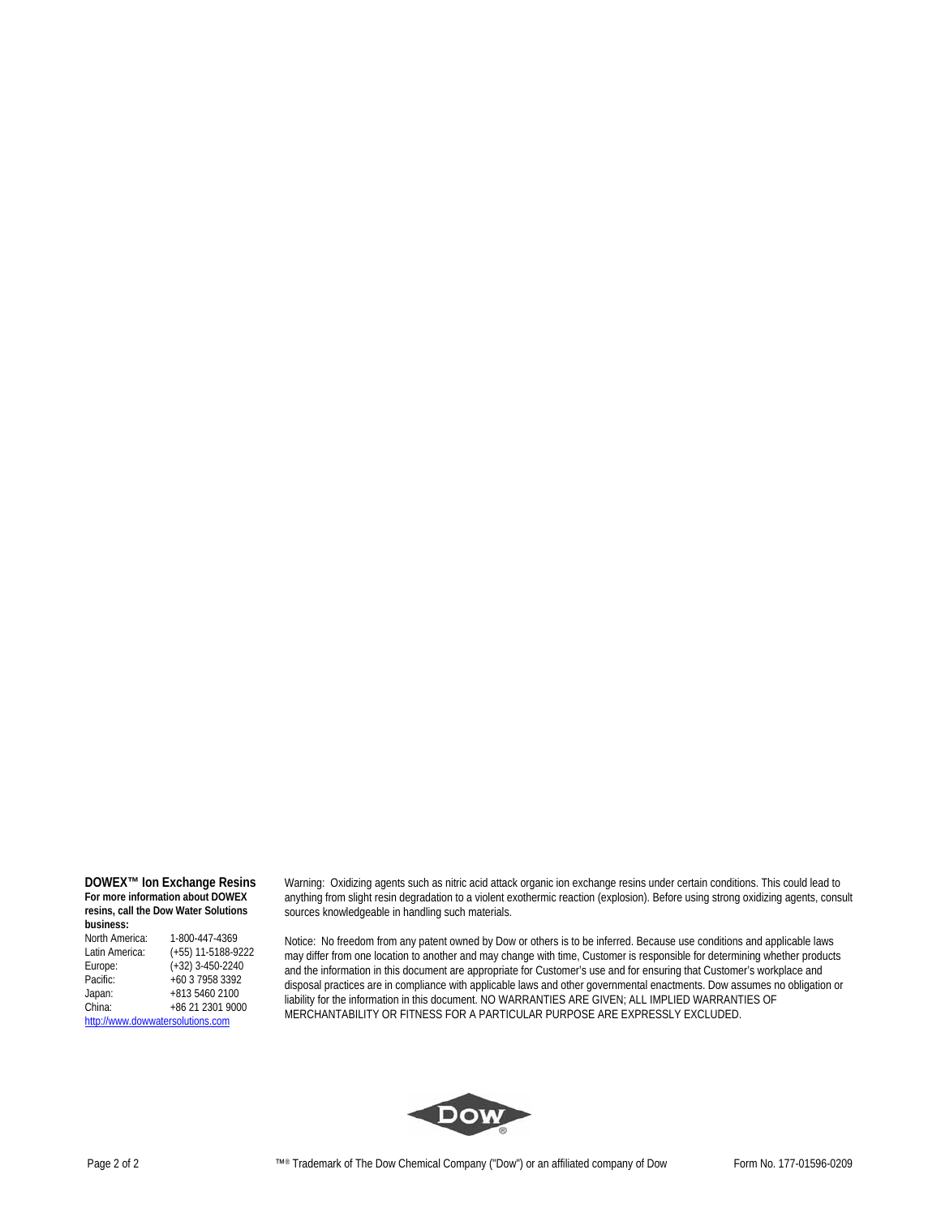**DOWEX™ Ion Exchange Resins**

**For more information about DOWEX resins, call the Dow Water Solutions business:**

| | |
|---|---|
| North America: | 1-800-447-4369 |
| Latin America: | (+55) 11-5188-9222 |
| Europe: | (+32) 3-450-2240 |
| Pacific: | +60 3 7958 3392 |
| Japan: | +813 5460 2100 |
| China: | +86 21 2301 9000 |

http://www.dowwatersolutions.com

Warning: Oxidizing agents such as nitric acid attack organic ion exchange resins under certain conditions. This could lead to anything from slight resin degradation to a violent exothermic reaction (explosion). Before using strong oxidizing agents, consult sources knowledgeable in handling such materials.

Notice: No freedom from any patent owned by Dow or others is to be inferred. Because use conditions and applicable laws may differ from one location to another and may change with time, Customer is responsible for determining whether products and the information in this document are appropriate for Customer's use and for ensuring that Customer's workplace and disposal practices are in compliance with applicable laws and other governmental enactments. Dow assumes no obligation or liability for the information in this document. NO WARRANTIES ARE GIVEN; ALL IMPLIED WARRANTIES OF MERCHANTABILITY OR FITNESS FOR A PARTICULAR PURPOSE ARE EXPRESSLY EXCLUDED.

™® Trademark of The Dow Chemical Company ("Dow") or an affiliated company of Dow

Form No. 177-01596-0209